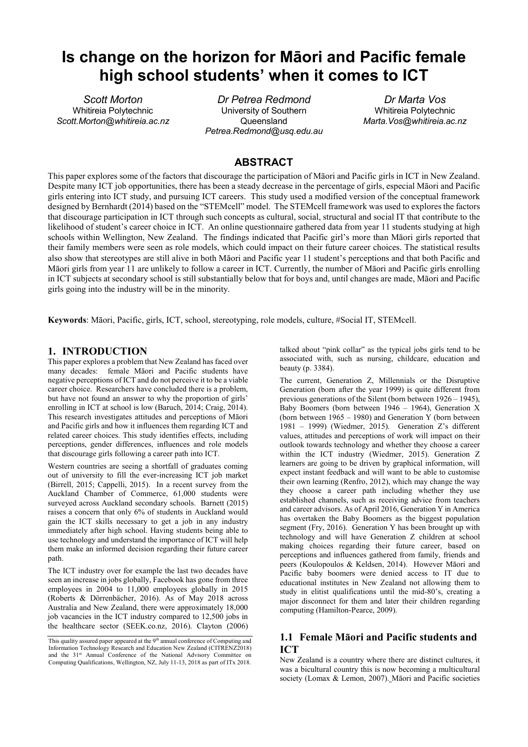# Is change on the horizon for Māori and Pacific female high school students' when it comes to ICT

*Scott Morton*
Whitireia Polytechnic
*Scott.Morton@whitireia.ac.nz*

*Dr Petrea Redmond*
University of Southern Queensland
*Petrea.Redmond@usq.edu.au*

*Dr Marta Vos*
Whitireia Polytechnic
*Marta.Vos@whitireia.ac.nz*

## ABSTRACT

This paper explores some of the factors that discourage the participation of Māori and Pacific girls in ICT in New Zealand. Despite many ICT job opportunities, there has been a steady decrease in the percentage of girls, especial Māori and Pacific girls entering into ICT study, and pursuing ICT careers. This study used a modified version of the conceptual framework designed by Bernhardt (2014) based on the "STEMcell" model. The STEMcell framework was used to explores the factors that discourage participation in ICT through such concepts as cultural, social, structural and social IT that contribute to the likelihood of student's career choice in ICT. An online questionnaire gathered data from year 11 students studying at high schools within Wellington, New Zealand. The findings indicated that Pacific girl's more than Māori girls reported that their family members were seen as role models, which could impact on their future career choices. The statistical results also show that stereotypes are still alive in both Māori and Pacific year 11 student's perceptions and that both Pacific and Māori girls from year 11 are unlikely to follow a career in ICT. Currently, the number of Māori and Pacific girls enrolling in ICT subjects at secondary school is still substantially below that for boys and, until changes are made, Māori and Pacific girls going into the industry will be in the minority.

**Keywords**: Māori, Pacific, girls, ICT, school, stereotyping, role models, culture, #Social IT, STEMcell.

## 1. INTRODUCTION

This paper explores a problem that New Zealand has faced over many decades: female Māori and Pacific students have negative perceptions of ICT and do not perceive it to be a viable career choice. Researchers have concluded there is a problem, but have not found an answer to why the proportion of girls' enrolling in ICT at school is low (Baruch, 2014; Craig, 2014). This research investigates attitudes and perceptions of Māori and Pacific girls and how it influences them regarding ICT and related career choices. This study identifies effects, including perceptions, gender differences, influences and role models that discourage girls following a career path into ICT.

Western countries are seeing a shortfall of graduates coming out of university to fill the ever-increasing ICT job market (Birrell, 2015; Cappelli, 2015). In a recent survey from the Auckland Chamber of Commerce, 61,000 students were surveyed across Auckland secondary schools. Barnett (2015) raises a concern that only 6% of students in Auckland would gain the ICT skills necessary to get a job in any industry immediately after high school. Having students being able to use technology and understand the importance of ICT will help them make an informed decision regarding their future career path.

The ICT industry over for example the last two decades have seen an increase in jobs globally, Facebook has gone from three employees in 2004 to 11,000 employees globally in 2015 (Roberts & Dörrenbächer, 2016). As of May 2018 across Australia and New Zealand, there were approximately 18,000 job vacancies in the ICT industry compared to 12,500 jobs in the healthcare sector (SEEK.co.nz, 2016). Clayton (2006) talked about "pink collar" as the typical jobs girls tend to be associated with, such as nursing, childcare, education and beauty (p. 3384).

The current, Generation Z, Millennials or the Disruptive Generation (born after the year 1999) is quite different from previous generations of the Silent (born between 1926 – 1945), Baby Boomers (born between 1946 – 1964), Generation X (born between 1965 – 1980) and Generation Y (born between 1981 – 1999) (Wiedmer, 2015). Generation Z's different values, attitudes and perceptions of work will impact on their outlook towards technology and whether they choose a career within the ICT industry (Wiedmer, 2015). Generation Z learners are going to be driven by graphical information, will expect instant feedback and will want to be able to customise their own learning (Renfro, 2012), which may change the way they choose a career path including whether they use established channels, such as receiving advice from teachers and career advisors. As of April 2016, Generation Y in America has overtaken the Baby Boomers as the biggest population segment (Fry, 2016). Generation Y has been brought up with technology and will have Generation Z children at school making choices regarding their future career, based on perceptions and influences gathered from family, friends and peers (Koulopoulos & Keldsen, 2014). However Māori and Pacific baby boomers were denied access to IT due to educational institutes in New Zealand not allowing them to study in elitist qualifications until the mid-80's, creating a major disconnect for them and later their children regarding computing (Hamilton-Pearce, 2009).

### 1.1 Female Māori and Pacific students and ICT

New Zealand is a country where there are distinct cultures, it was a bicultural country this is now becoming a multicultural society (Lomax & Lemon, 2007). Māori and Pacific societies

This quality assured paper appeared at the 9th annual conference of Computing and Information Technology Research and Education New Zealand (CITRENZ2018) and the 31st Annual Conference of the National Advisory Committee on Computing Qualifications, Wellington, NZ, July 11-13, 2018 as part of ITx 2018.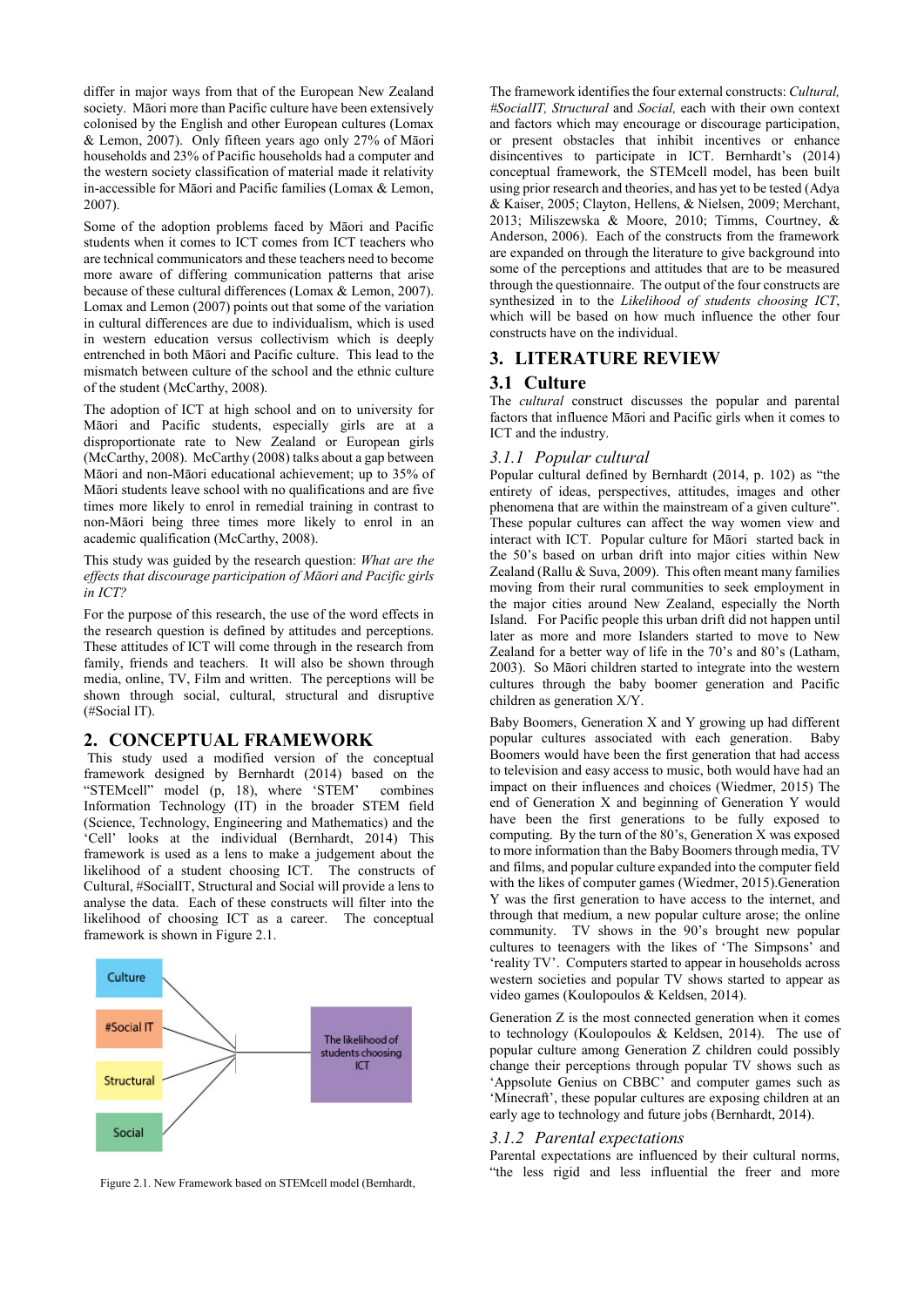differ in major ways from that of the European New Zealand society. Māori more than Pacific culture have been extensively colonised by the English and other European cultures (Lomax & Lemon, 2007). Only fifteen years ago only 27% of Māori households and 23% of Pacific households had a computer and the western society classification of material made it relativity in-accessible for Māori and Pacific families (Lomax & Lemon, 2007).

Some of the adoption problems faced by Māori and Pacific students when it comes to ICT comes from ICT teachers who are technical communicators and these teachers need to become more aware of differing communication patterns that arise because of these cultural differences (Lomax & Lemon, 2007). Lomax and Lemon (2007) points out that some of the variation in cultural differences are due to individualism, which is used in western education versus collectivism which is deeply entrenched in both Māori and Pacific culture. This lead to the mismatch between culture of the school and the ethnic culture of the student (McCarthy, 2008).

The adoption of ICT at high school and on to university for Māori and Pacific students, especially girls are at a disproportionate rate to New Zealand or European girls (McCarthy, 2008). McCarthy (2008) talks about a gap between Māori and non-Māori educational achievement; up to 35% of Māori students leave school with no qualifications and are five times more likely to enrol in remedial training in contrast to non-Māori being three times more likely to enrol in an academic qualification (McCarthy, 2008).

This study was guided by the research question: *What are the effects that discourage participation of Māori and Pacific girls in ICT?*

For the purpose of this research, the use of the word effects in the research question is defined by attitudes and perceptions. These attitudes of ICT will come through in the research from family, friends and teachers. It will also be shown through media, online, TV, Film and written. The perceptions will be shown through social, cultural, structural and disruptive (#Social IT).

## 2. CONCEPTUAL FRAMEWORK

This study used a modified version of the conceptual framework designed by Bernhardt (2014) based on the "STEMcell" model (p, 18), where 'STEM' combines Information Technology (IT) in the broader STEM field (Science, Technology, Engineering and Mathematics) and the 'Cell' looks at the individual (Bernhardt, 2014) This framework is used as a lens to make a judgement about the likelihood of a student choosing ICT. The constructs of Cultural, #SocialIT, Structural and Social will provide a lens to analyse the data. Each of these constructs will filter into the likelihood of choosing ICT as a career. The conceptual framework is shown in Figure 2.1.

Culture
#Social IT
Structural
Social
The likelihood of students choosing ICT

Figure 2.1. New Framework based on STEMcell model (Bernhardt,

The framework identifies the four external constructs: *Cultural, #SocialIT, Structural* and *Social,* each with their own context and factors which may encourage or discourage participation, or present obstacles that inhibit incentives or enhance disincentives to participate in ICT. Bernhardt's (2014) conceptual framework, the STEMcell model, has been built using prior research and theories, and has yet to be tested (Adya & Kaiser, 2005; Clayton, Hellens, & Nielsen, 2009; Merchant, 2013; Miliszewska & Moore, 2010; Timms, Courtney, & Anderson, 2006). Each of the constructs from the framework are expanded on through the literature to give background into some of the perceptions and attitudes that are to be measured through the questionnaire. The output of the four constructs are synthesized in to the *Likelihood of students choosing ICT*, which will be based on how much influence the other four constructs have on the individual.

## 3. LITERATURE REVIEW

### 3.1 Culture

The *cultural* construct discusses the popular and parental factors that influence Māori and Pacific girls when it comes to ICT and the industry.

#### *3.1.1 Popular cultural*

Popular cultural defined by Bernhardt (2014, p. 102) as "the entirety of ideas, perspectives, attitudes, images and other phenomena that are within the mainstream of a given culture". These popular cultures can affect the way women view and interact with ICT. Popular culture for Māori started back in the 50's based on urban drift into major cities within New Zealand (Rallu & Suva, 2009). This often meant many families moving from their rural communities to seek employment in the major cities around New Zealand, especially the North Island. For Pacific people this urban drift did not happen until later as more and more Islanders started to move to New Zealand for a better way of life in the 70's and 80's (Latham, 2003). So Māori children started to integrate into the western cultures through the baby boomer generation and Pacific children as generation X/Y.

Baby Boomers, Generation X and Y growing up had different popular cultures associated with each generation. Baby Boomers would have been the first generation that had access to television and easy access to music, both would have had an impact on their influences and choices (Wiedmer, 2015) The end of Generation X and beginning of Generation Y would have been the first generations to be fully exposed to computing. By the turn of the 80's, Generation X was exposed to more information than the Baby Boomers through media, TV and films, and popular culture expanded into the computer field with the likes of computer games (Wiedmer, 2015).Generation Y was the first generation to have access to the internet, and through that medium, a new popular culture arose; the online community. TV shows in the 90's brought new popular cultures to teenagers with the likes of 'The Simpsons' and 'reality TV'. Computers started to appear in households across western societies and popular TV shows started to appear as video games (Koulopoulos & Keldsen, 2014).

Generation Z is the most connected generation when it comes to technology (Koulopoulos & Keldsen, 2014). The use of popular culture among Generation Z children could possibly change their perceptions through popular TV shows such as 'Appsolute Genius on CBBC' and computer games such as 'Minecraft', these popular cultures are exposing children at an early age to technology and future jobs (Bernhardt, 2014).

#### *3.1.2 Parental expectations*

Parental expectations are influenced by their cultural norms, "the less rigid and less influential the freer and more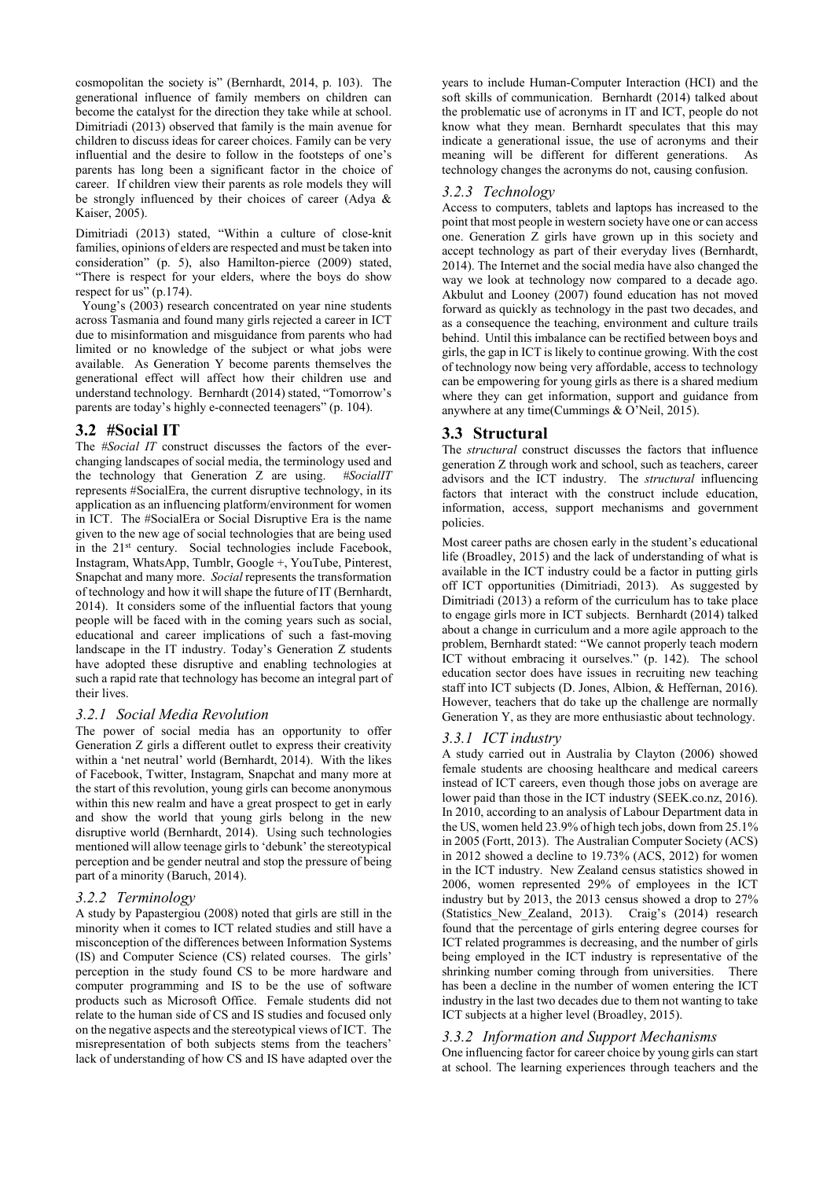cosmopolitan the society is" (Bernhardt, 2014, p. 103). The generational influence of family members on children can become the catalyst for the direction they take while at school. Dimitriadi (2013) observed that family is the main avenue for children to discuss ideas for career choices. Family can be very influential and the desire to follow in the footsteps of one's parents has long been a significant factor in the choice of career. If children view their parents as role models they will be strongly influenced by their choices of career (Adya & Kaiser, 2005).

Dimitriadi (2013) stated, "Within a culture of close-knit families, opinions of elders are respected and must be taken into consideration" (p. 5), also Hamilton-pierce (2009) stated, "There is respect for your elders, where the boys do show respect for us" (p.174).

Young's (2003) research concentrated on year nine students across Tasmania and found many girls rejected a career in ICT due to misinformation and misguidance from parents who had limited or no knowledge of the subject or what jobs were available. As Generation Y become parents themselves the generational effect will affect how their children use and understand technology. Bernhardt (2014) stated, "Tomorrow's parents are today's highly e-connected teenagers" (p. 104).

## 3.2 #Social IT

The *#Social IT* construct discusses the factors of the ever-changing landscapes of social media, the terminology used and the technology that Generation Z are using. *#SocialIT* represents #SocialEra, the current disruptive technology, in its application as an influencing platform/environment for women in ICT. The #SocialEra or Social Disruptive Era is the name given to the new age of social technologies that are being used in the 21st century. Social technologies include Facebook, Instagram, WhatsApp, Tumblr, Google +, YouTube, Pinterest, Snapchat and many more. *Social* represents the transformation of technology and how it will shape the future of IT (Bernhardt, 2014). It considers some of the influential factors that young people will be faced with in the coming years such as social, educational and career implications of such a fast-moving landscape in the IT industry. Today's Generation Z students have adopted these disruptive and enabling technologies at such a rapid rate that technology has become an integral part of their lives.

### *3.2.1 Social Media Revolution*

The power of social media has an opportunity to offer Generation Z girls a different outlet to express their creativity within a 'net neutral' world (Bernhardt, 2014). With the likes of Facebook, Twitter, Instagram, Snapchat and many more at the start of this revolution, young girls can become anonymous within this new realm and have a great prospect to get in early and show the world that young girls belong in the new disruptive world (Bernhardt, 2014). Using such technologies mentioned will allow teenage girls to 'debunk' the stereotypical perception and be gender neutral and stop the pressure of being part of a minority (Baruch, 2014).

### *3.2.2 Terminology*

A study by Papastergiou (2008) noted that girls are still in the minority when it comes to ICT related studies and still have a misconception of the differences between Information Systems (IS) and Computer Science (CS) related courses. The girls' perception in the study found CS to be more hardware and computer programming and IS to be the use of software products such as Microsoft Office. Female students did not relate to the human side of CS and IS studies and focused only on the negative aspects and the stereotypical views of ICT. The misrepresentation of both subjects stems from the teachers' lack of understanding of how CS and IS have adapted over the years to include Human-Computer Interaction (HCI) and the soft skills of communication. Bernhardt (2014) talked about the problematic use of acronyms in IT and ICT, people do not know what they mean. Bernhardt speculates that this may indicate a generational issue, the use of acronyms and their meaning will be different for different generations. As technology changes the acronyms do not, causing confusion.

### *3.2.3 Technology*

Access to computers, tablets and laptops has increased to the point that most people in western society have one or can access one. Generation Z girls have grown up in this society and accept technology as part of their everyday lives (Bernhardt, 2014). The Internet and the social media have also changed the way we look at technology now compared to a decade ago. Akbulut and Looney (2007) found education has not moved forward as quickly as technology in the past two decades, and as a consequence the teaching, environment and culture trails behind. Until this imbalance can be rectified between boys and girls, the gap in ICT is likely to continue growing. With the cost of technology now being very affordable, access to technology can be empowering for young girls as there is a shared medium where they can get information, support and guidance from anywhere at any time(Cummings & O'Neil, 2015).

## 3.3 Structural

The *structural* construct discusses the factors that influence generation Z through work and school, such as teachers, career advisors and the ICT industry. The *structural* influencing factors that interact with the construct include education, information, access, support mechanisms and government policies.

Most career paths are chosen early in the student's educational life (Broadley, 2015) and the lack of understanding of what is available in the ICT industry could be a factor in putting girls off ICT opportunities (Dimitriadi, 2013). As suggested by Dimitriadi (2013) a reform of the curriculum has to take place to engage girls more in ICT subjects. Bernhardt (2014) talked about a change in curriculum and a more agile approach to the problem, Bernhardt stated: "We cannot properly teach modern ICT without embracing it ourselves." (p. 142). The school education sector does have issues in recruiting new teaching staff into ICT subjects (D. Jones, Albion, & Heffernan, 2016). However, teachers that do take up the challenge are normally Generation Y, as they are more enthusiastic about technology.

### *3.3.1 ICT industry*

A study carried out in Australia by Clayton (2006) showed female students are choosing healthcare and medical careers instead of ICT careers, even though those jobs on average are lower paid than those in the ICT industry (SEEK.co.nz, 2016). In 2010, according to an analysis of Labour Department data in the US, women held 23.9% of high tech jobs, down from 25.1% in 2005 (Fortt, 2013). The Australian Computer Society (ACS) in 2012 showed a decline to 19.73% (ACS, 2012) for women in the ICT industry. New Zealand census statistics showed in 2006, women represented 29% of employees in the ICT industry but by 2013, the 2013 census showed a drop to 27% (Statistics_New_Zealand, 2013). Craig's (2014) research found that the percentage of girls entering degree courses for ICT related programmes is decreasing, and the number of girls being employed in the ICT industry is representative of the shrinking number coming through from universities. There has been a decline in the number of women entering the ICT industry in the last two decades due to them not wanting to take ICT subjects at a higher level (Broadley, 2015).

### *3.3.2 Information and Support Mechanisms*

One influencing factor for career choice by young girls can start at school. The learning experiences through teachers and the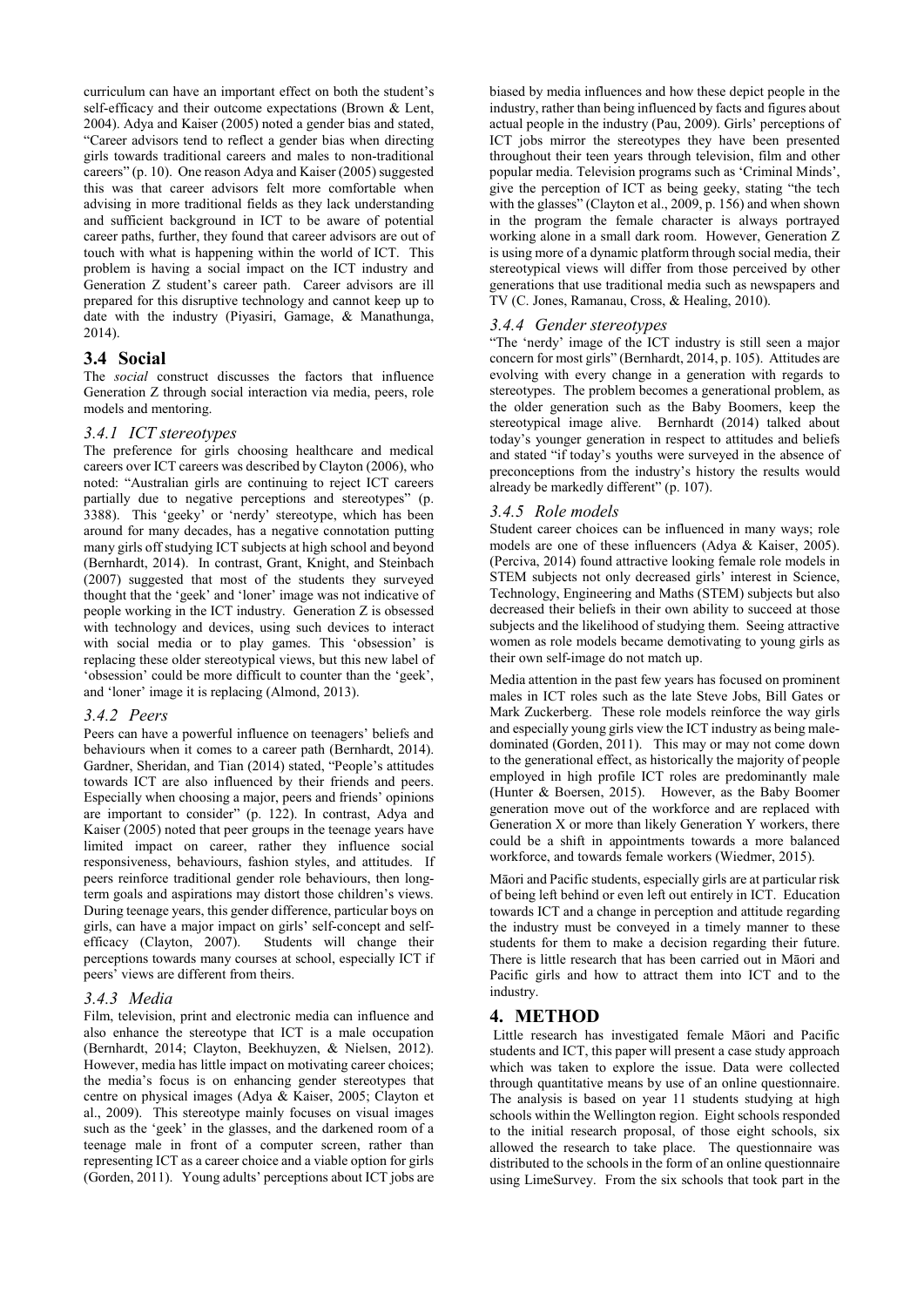curriculum can have an important effect on both the student's self-efficacy and their outcome expectations (Brown & Lent, 2004). Adya and Kaiser (2005) noted a gender bias and stated, "Career advisors tend to reflect a gender bias when directing girls towards traditional careers and males to non-traditional careers" (p. 10). One reason Adya and Kaiser (2005) suggested this was that career advisors felt more comfortable when advising in more traditional fields as they lack understanding and sufficient background in ICT to be aware of potential career paths, further, they found that career advisors are out of touch with what is happening within the world of ICT. This problem is having a social impact on the ICT industry and Generation Z student's career path. Career advisors are ill prepared for this disruptive technology and cannot keep up to date with the industry (Piyasiri, Gamage, & Manathunga, 2014).

## 3.4 Social

The *social* construct discusses the factors that influence Generation Z through social interaction via media, peers, role models and mentoring.

### 3.4.1 ICT stereotypes

The preference for girls choosing healthcare and medical careers over ICT careers was described by Clayton (2006), who noted: "Australian girls are continuing to reject ICT careers partially due to negative perceptions and stereotypes" (p. 3388). This 'geeky' or 'nerdy' stereotype, which has been around for many decades, has a negative connotation putting many girls off studying ICT subjects at high school and beyond (Bernhardt, 2014). In contrast, Grant, Knight, and Steinbach (2007) suggested that most of the students they surveyed thought that the 'geek' and 'loner' image was not indicative of people working in the ICT industry. Generation Z is obsessed with technology and devices, using such devices to interact with social media or to play games. This 'obsession' is replacing these older stereotypical views, but this new label of 'obsession' could be more difficult to counter than the 'geek', and 'loner' image it is replacing (Almond, 2013).

### 3.4.2 Peers

Peers can have a powerful influence on teenagers' beliefs and behaviours when it comes to a career path (Bernhardt, 2014). Gardner, Sheridan, and Tian (2014) stated, "People's attitudes towards ICT are also influenced by their friends and peers. Especially when choosing a major, peers and friends' opinions are important to consider" (p. 122). In contrast, Adya and Kaiser (2005) noted that peer groups in the teenage years have limited impact on career, rather they influence social responsiveness, behaviours, fashion styles, and attitudes. If peers reinforce traditional gender role behaviours, then long-term goals and aspirations may distort those children's views. During teenage years, this gender difference, particular boys on girls, can have a major impact on girls' self-concept and self-efficacy (Clayton, 2007). Students will change their perceptions towards many courses at school, especially ICT if peers' views are different from theirs.

### 3.4.3 Media

Film, television, print and electronic media can influence and also enhance the stereotype that ICT is a male occupation (Bernhardt, 2014; Clayton, Beekhuyzen, & Nielsen, 2012). However, media has little impact on motivating career choices; the media's focus is on enhancing gender stereotypes that centre on physical images (Adya & Kaiser, 2005; Clayton et al., 2009). This stereotype mainly focuses on visual images such as the 'geek' in the glasses, and the darkened room of a teenage male in front of a computer screen, rather than representing ICT as a career choice and a viable option for girls (Gorden, 2011). Young adults' perceptions about ICT jobs are biased by media influences and how these depict people in the industry, rather than being influenced by facts and figures about actual people in the industry (Pau, 2009). Girls' perceptions of ICT jobs mirror the stereotypes they have been presented throughout their teen years through television, film and other popular media. Television programs such as 'Criminal Minds', give the perception of ICT as being geeky, stating "the tech with the glasses" (Clayton et al., 2009, p. 156) and when shown in the program the female character is always portrayed working alone in a small dark room. However, Generation Z is using more of a dynamic platform through social media, their stereotypical views will differ from those perceived by other generations that use traditional media such as newspapers and TV (C. Jones, Ramanau, Cross, & Healing, 2010).

### 3.4.4 Gender stereotypes

"The 'nerdy' image of the ICT industry is still seen a major concern for most girls" (Bernhardt, 2014, p. 105). Attitudes are evolving with every change in a generation with regards to stereotypes. The problem becomes a generational problem, as the older generation such as the Baby Boomers, keep the stereotypical image alive. Bernhardt (2014) talked about today's younger generation in respect to attitudes and beliefs and stated "if today's youths were surveyed in the absence of preconceptions from the industry's history the results would already be markedly different" (p. 107).

### 3.4.5 Role models

Student career choices can be influenced in many ways; role models are one of these influencers (Adya & Kaiser, 2005). (Perciva, 2014) found attractive looking female role models in STEM subjects not only decreased girls' interest in Science, Technology, Engineering and Maths (STEM) subjects but also decreased their beliefs in their own ability to succeed at those subjects and the likelihood of studying them. Seeing attractive women as role models became demotivating to young girls as their own self-image do not match up.

Media attention in the past few years has focused on prominent males in ICT roles such as the late Steve Jobs, Bill Gates or Mark Zuckerberg. These role models reinforce the way girls and especially young girls view the ICT industry as being male-dominated (Gorden, 2011). This may or may not come down to the generational effect, as historically the majority of people employed in high profile ICT roles are predominantly male (Hunter & Boersen, 2015). However, as the Baby Boomer generation move out of the workforce and are replaced with Generation X or more than likely Generation Y workers, there could be a shift in appointments towards a more balanced workforce, and towards female workers (Wiedmer, 2015).

Māori and Pacific students, especially girls are at particular risk of being left behind or even left out entirely in ICT. Education towards ICT and a change in perception and attitude regarding the industry must be conveyed in a timely manner to these students for them to make a decision regarding their future. There is little research that has been carried out in Māori and Pacific girls and how to attract them into ICT and to the industry.

# 4. METHOD

Little research has investigated female Māori and Pacific students and ICT, this paper will present a case study approach which was taken to explore the issue. Data were collected through quantitative means by use of an online questionnaire. The analysis is based on year 11 students studying at high schools within the Wellington region. Eight schools responded to the initial research proposal, of those eight schools, six allowed the research to take place. The questionnaire was distributed to the schools in the form of an online questionnaire using LimeSurvey. From the six schools that took part in the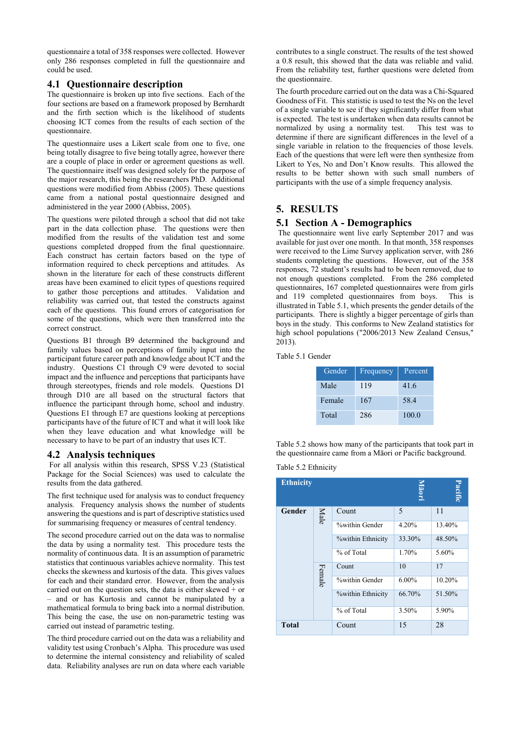questionnaire a total of 358 responses were collected. However only 286 responses completed in full the questionnaire and could be used.

## 4.1 Questionnaire description

The questionnaire is broken up into five sections. Each of the four sections are based on a framework proposed by Bernhardt and the firth section which is the likelihood of students choosing ICT comes from the results of each section of the questionnaire.

The questionnaire uses a Likert scale from one to five, one being totally disagree to five being totally agree, however there are a couple of place in order or agreement questions as well. The questionnaire itself was designed solely for the purpose of the major research, this being the researchers PhD. Additional questions were modified from Abbiss (2005). These questions came from a national postal questionnaire designed and administered in the year 2000 (Abbiss, 2005).

The questions were piloted through a school that did not take part in the data collection phase. The questions were then modified from the results of the validation test and some questions completed dropped from the final questionnaire. Each construct has certain factors based on the type of information required to check perceptions and attitudes. As shown in the literature for each of these constructs different areas have been examined to elicit types of questions required to gather those perceptions and attitudes. Validation and reliability was carried out, that tested the constructs against each of the questions. This found errors of categorisation for some of the questions, which were then transferred into the correct construct.

Questions B1 through B9 determined the background and family values based on perceptions of family input into the participant future career path and knowledge about ICT and the industry. Questions C1 through C9 were devoted to social impact and the influence and perceptions that participants have through stereotypes, friends and role models. Questions D1 through D10 are all based on the structural factors that influence the participant through home, school and industry. Questions E1 through E7 are questions looking at perceptions participants have of the future of ICT and what it will look like when they leave education and what knowledge will be necessary to have to be part of an industry that uses ICT.

## 4.2 Analysis techniques

For all analysis within this research, SPSS V.23 (Statistical Package for the Social Sciences) was used to calculate the results from the data gathered.

The first technique used for analysis was to conduct frequency analysis. Frequency analysis shows the number of students answering the questions and is part of descriptive statistics used for summarising frequency or measures of central tendency.

The second procedure carried out on the data was to normalise the data by using a normality test. This procedure tests the normality of continuous data. It is an assumption of parametric statistics that continuous variables achieve normality. This test checks the skewness and kurtosis of the data. This gives values for each and their standard error. However, from the analysis carried out on the question sets, the data is either skewed + or – and or has Kurtosis and cannot be manipulated by a mathematical formula to bring back into a normal distribution. This being the case, the use on non-parametric testing was carried out instead of parametric testing.

The third procedure carried out on the data was a reliability and validity test using Cronbach's Alpha. This procedure was used to determine the internal consistency and reliability of scaled data. Reliability analyses are run on data where each variable contributes to a single construct. The results of the test showed a 0.8 result, this showed that the data was reliable and valid. From the reliability test, further questions were deleted from the questionnaire.

The fourth procedure carried out on the data was a Chi-Squared Goodness of Fit. This statistic is used to test the Ns on the level of a single variable to see if they significantly differ from what is expected. The test is undertaken when data results cannot be normalized by using a normality test. This test was to determine if there are significant differences in the level of a single variable in relation to the frequencies of those levels. Each of the questions that were left were then synthesize from Likert to Yes, No and Don't Know results. This allowed the results to be better shown with such small numbers of participants with the use of a simple frequency analysis.

# 5. RESULTS

## 5.1 Section A - Demographics

The questionnaire went live early September 2017 and was available for just over one month. In that month, 358 responses were received to the Lime Survey application server, with 286 students completing the questions. However, out of the 358 responses, 72 student's results had to be been removed, due to not enough questions completed. From the 286 completed questionnaires, 167 completed questionnaires were from girls and 119 completed questionnaires from boys. This is illustrated in Table 5.1, which presents the gender details of the participants. There is slightly a bigger percentage of girls than boys in the study. This conforms to New Zealand statistics for high school populations ("2006/2013 New Zealand Census," 2013).

Table 5.1 Gender

| Gender | Frequency | Percent |
|---|---|---|
| Male | 119 | 41.6 |
| Female | 167 | 58.4 |
| Total | 286 | 100.0 |

Table 5.2 shows how many of the participants that took part in the questionnaire came from a Māori or Pacific background.

Table 5.2 Ethnicity

| Ethnicity | | | Māori | Pacific |
|---|---|---|---|---|
| Gender | Male | Count | 5 | 11 |
| | | %within Gender | 4.20% | 13.40% |
| | | %within Ethnicity | 33.30% | 48.50% |
| | | % of Total | 1.70% | 5.60% |
| | Female | Count | 10 | 17 |
| | | %within Gender | 6.00% | 10.20% |
| | | %within Ethnicity | 66.70% | 51.50% |
| | | % of Total | 3.50% | 5.90% |
| Total | | Count | 15 | 28 |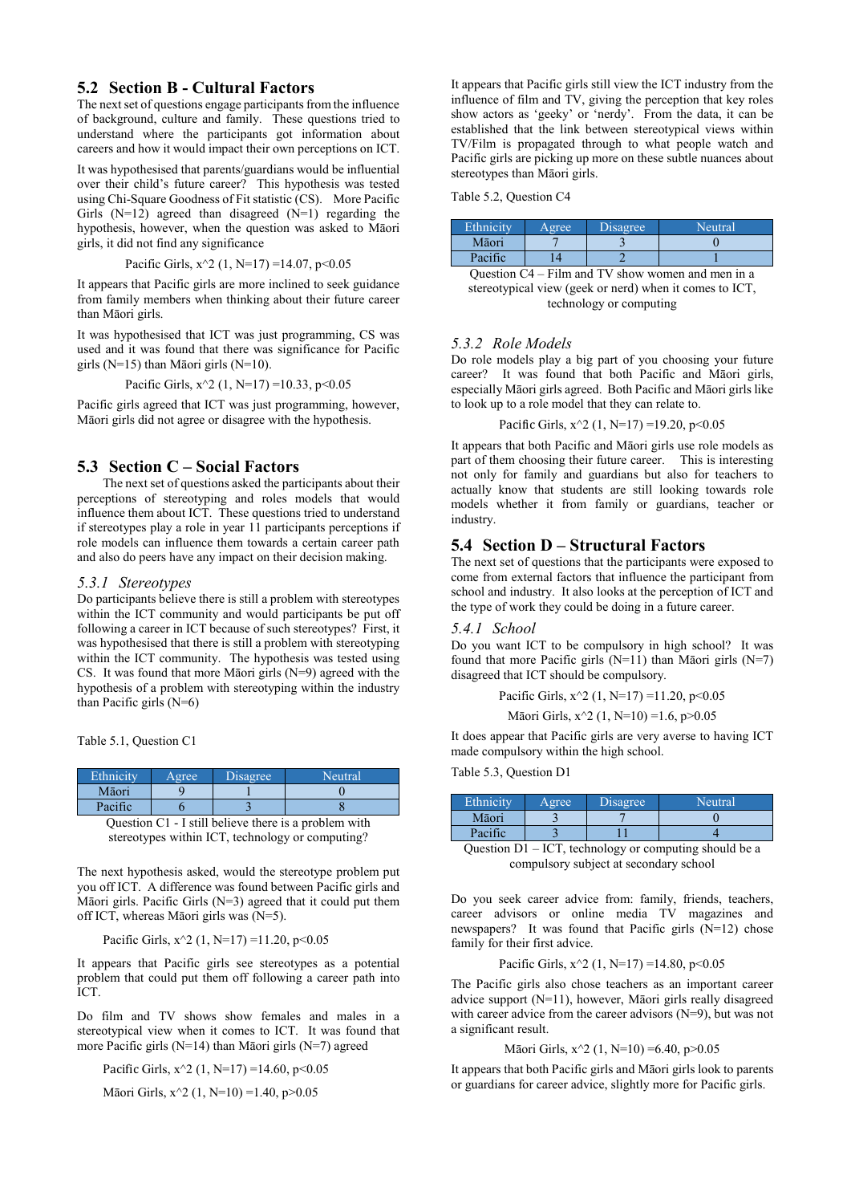## 5.2 Section B - Cultural Factors

The next set of questions engage participants from the influence of background, culture and family. These questions tried to understand where the participants got information about careers and how it would impact their own perceptions on ICT.

It was hypothesised that parents/guardians would be influential over their child's future career? This hypothesis was tested using Chi-Square Goodness of Fit statistic (CS). More Pacific Girls (N=12) agreed than disagreed (N=1) regarding the hypothesis, however, when the question was asked to Māori girls, it did not find any significance

Pacific Girls, $x^2$ (1, N=17) =14.07, $p<0.05$

It appears that Pacific girls are more inclined to seek guidance from family members when thinking about their future career than Māori girls.

It was hypothesised that ICT was just programming, CS was used and it was found that there was significance for Pacific girls (N=15) than Māori girls (N=10).

Pacific Girls, $x^2$ (1, N=17) =10.33, $p<0.05$

Pacific girls agreed that ICT was just programming, however, Māori girls did not agree or disagree with the hypothesis.

## 5.3 Section C – Social Factors

The next set of questions asked the participants about their perceptions of stereotyping and roles models that would influence them about ICT. These questions tried to understand if stereotypes play a role in year 11 participants perceptions if role models can influence them towards a certain career path and also do peers have any impact on their decision making.

### *5.3.1 Stereotypes*

Do participants believe there is still a problem with stereotypes within the ICT community and would participants be put off following a career in ICT because of such stereotypes? First, it was hypothesised that there is still a problem with stereotyping within the ICT community. The hypothesis was tested using CS. It was found that more Māori girls (N=9) agreed with the hypothesis of a problem with stereotyping within the industry than Pacific girls (N=6)

Table 5.1, Question C1

| Ethnicity | Agree | Disagree | Neutral |
|---|---|---|---|
| Māori | 9 | 1 | 0 |
| Pacific | 6 | 3 | 8 |

Question C1 - I still believe there is a problem with stereotypes within ICT, technology or computing?

The next hypothesis asked, would the stereotype problem put you off ICT. A difference was found between Pacific girls and Māori girls. Pacific Girls (N=3) agreed that it could put them off ICT, whereas Māori girls was (N=5).

Pacific Girls, $x^2$ (1, N=17) =11.20, $p<0.05$

It appears that Pacific girls see stereotypes as a potential problem that could put them off following a career path into ICT.

Do film and TV shows show females and males in a stereotypical view when it comes to ICT. It was found that more Pacific girls (N=14) than Māori girls (N=7) agreed

Pacific Girls, $x^2$ (1, N=17) =14.60, $p<0.05$

Māori Girls, $x^2$ (1, N=10) =1.40, $p>0.05$

It appears that Pacific girls still view the ICT industry from the influence of film and TV, giving the perception that key roles show actors as 'geeky' or 'nerdy'. From the data, it can be established that the link between stereotypical views within TV/Film is propagated through to what people watch and Pacific girls are picking up more on these subtle nuances about stereotypes than Māori girls.

Table 5.2, Question C4

| Ethnicity | Agree | Disagree | Neutral |
|---|---|---|---|
| Māori | 7 | 3 | 0 |
| Pacific | 14 | 2 | 1 |

Question C4 – Film and TV show women and men in a stereotypical view (geek or nerd) when it comes to ICT, technology or computing

### *5.3.2 Role Models*

Do role models play a big part of you choosing your future career? It was found that both Pacific and Māori girls, especially Māori girls agreed. Both Pacific and Māori girls like to look up to a role model that they can relate to.

Pacific Girls, $x^2$ (1, N=17) =19.20, $p<0.05$

It appears that both Pacific and Māori girls use role models as part of them choosing their future career. This is interesting not only for family and guardians but also for teachers to actually know that students are still looking towards role models whether it from family or guardians, teacher or industry.

## 5.4 Section D – Structural Factors

The next set of questions that the participants were exposed to come from external factors that influence the participant from school and industry. It also looks at the perception of ICT and the type of work they could be doing in a future career.

### *5.4.1 School*

Do you want ICT to be compulsory in high school? It was found that more Pacific girls (N=11) than Māori girls (N=7) disagreed that ICT should be compulsory.

Pacific Girls, $x^2$ (1, N=17) =11.20, $p<0.05$

Māori Girls, $x^2$ (1, N=10) =1.6, $p>0.05$

It does appear that Pacific girls are very averse to having ICT made compulsory within the high school.

Table 5.3, Question D1

| Ethnicity | Agree | Disagree | Neutral |
|---|---|---|---|
| Māori | 3 | 7 | 0 |
| Pacific | 3 | 11 | 4 |

Question D1 – ICT, technology or computing should be a compulsory subject at secondary school

Do you seek career advice from: family, friends, teachers, career advisors or online media TV magazines and newspapers? It was found that Pacific girls (N=12) chose family for their first advice.

Pacific Girls, $x^2$ (1, N=17) =14.80, $p<0.05$

The Pacific girls also chose teachers as an important career advice support (N=11), however, Māori girls really disagreed with career advice from the career advisors (N=9), but was not a significant result.

Māori Girls, $x^2$ (1, N=10) =6.40, $p>0.05$

It appears that both Pacific girls and Māori girls look to parents or guardians for career advice, slightly more for Pacific girls.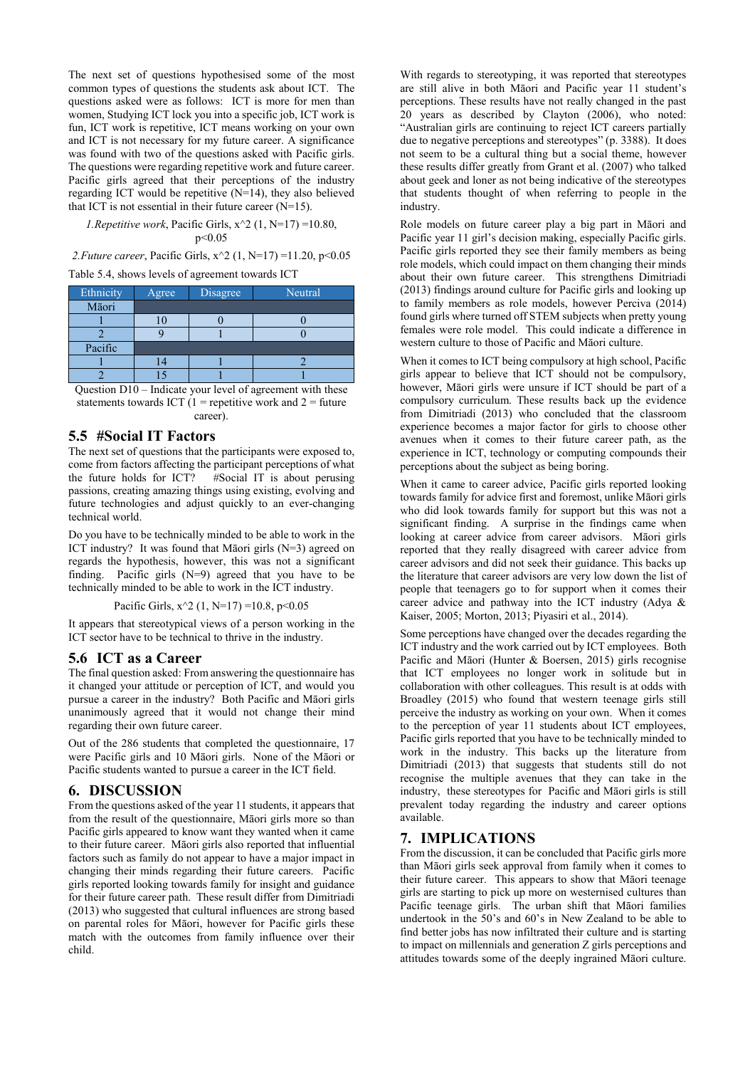The next set of questions hypothesised some of the most common types of questions the students ask about ICT. The questions asked were as follows: ICT is more for men than women, Studying ICT lock you into a specific job, ICT work is fun, ICT work is repetitive, ICT means working on your own and ICT is not necessary for my future career. A significance was found with two of the questions asked with Pacific girls. The questions were regarding repetitive work and future career. Pacific girls agreed that their perceptions of the industry regarding ICT would be repetitive (N=14), they also believed that ICT is not essential in their future career (N=15).

*1.Repetitive work*, Pacific Girls, $x^2$ (1, N=17) =10.80, $p<0.05$

*2.Future career*, Pacific Girls, $x^2$ (1, N=17) =11.20, $p<0.05$

Table 5.4, shows levels of agreement towards ICT

| Ethnicity | Agree | Disagree | Neutral |
| --- | --- | --- | --- |
| Māori | | | |
| 1 | 10 | 0 | 0 |
| 2 | 9 | 1 | 0 |
| Pacific | | | |
| 1 | 14 | 1 | 2 |
| 2 | 15 | 1 | 1 |

Question D10 – Indicate your level of agreement with these statements towards ICT (1 = repetitive work and 2 = future career).

## 5.5 #Social IT Factors

The next set of questions that the participants were exposed to, come from factors affecting the participant perceptions of what the future holds for ICT? #Social IT is about perusing passions, creating amazing things using existing, evolving and future technologies and adjust quickly to an ever-changing technical world.

Do you have to be technically minded to be able to work in the ICT industry? It was found that Māori girls (N=3) agreed on regards the hypothesis, however, this was not a significant finding. Pacific girls (N=9) agreed that you have to be technically minded to be able to work in the ICT industry.

Pacific Girls, $x^2$ (1, N=17) =10.8, $p<0.05$

It appears that stereotypical views of a person working in the ICT sector have to be technical to thrive in the industry.

## 5.6 ICT as a Career

The final question asked: From answering the questionnaire has it changed your attitude or perception of ICT, and would you pursue a career in the industry? Both Pacific and Māori girls unanimously agreed that it would not change their mind regarding their own future career.

Out of the 286 students that completed the questionnaire, 17 were Pacific girls and 10 Māori girls. None of the Māori or Pacific students wanted to pursue a career in the ICT field.

# 6. DISCUSSION

From the questions asked of the year 11 students, it appears that from the result of the questionnaire, Māori girls more so than Pacific girls appeared to know want they wanted when it came to their future career. Māori girls also reported that influential factors such as family do not appear to have a major impact in changing their minds regarding their future careers. Pacific girls reported looking towards family for insight and guidance for their future career path. These result differ from Dimitriadi (2013) who suggested that cultural influences are strong based on parental roles for Māori, however for Pacific girls these match with the outcomes from family influence over their child.

With regards to stereotyping, it was reported that stereotypes are still alive in both Māori and Pacific year 11 student's perceptions. These results have not really changed in the past 20 years as described by Clayton (2006), who noted: "Australian girls are continuing to reject ICT careers partially due to negative perceptions and stereotypes" (p. 3388). It does not seem to be a cultural thing but a social theme, however these results differ greatly from Grant et al. (2007) who talked about geek and loner as not being indicative of the stereotypes that students thought of when referring to people in the industry.

Role models on future career play a big part in Māori and Pacific year 11 girl's decision making, especially Pacific girls. Pacific girls reported they see their family members as being role models, which could impact on them changing their minds about their own future career. This strengthens Dimitriadi (2013) findings around culture for Pacific girls and looking up to family members as role models, however Perciva (2014) found girls where turned off STEM subjects when pretty young females were role model. This could indicate a difference in western culture to those of Pacific and Māori culture.

When it comes to ICT being compulsory at high school, Pacific girls appear to believe that ICT should not be compulsory, however, Māori girls were unsure if ICT should be part of a compulsory curriculum. These results back up the evidence from Dimitriadi (2013) who concluded that the classroom experience becomes a major factor for girls to choose other avenues when it comes to their future career path, as the experience in ICT, technology or computing compounds their perceptions about the subject as being boring.

When it came to career advice, Pacific girls reported looking towards family for advice first and foremost, unlike Māori girls who did look towards family for support but this was not a significant finding. A surprise in the findings came when looking at career advice from career advisors. Māori girls reported that they really disagreed with career advice from career advisors and did not seek their guidance. This backs up the literature that career advisors are very low down the list of people that teenagers go to for support when it comes their career advice and pathway into the ICT industry (Adya & Kaiser, 2005; Morton, 2013; Piyasiri et al., 2014).

Some perceptions have changed over the decades regarding the ICT industry and the work carried out by ICT employees. Both Pacific and Māori (Hunter & Boersen, 2015) girls recognise that ICT employees no longer work in solitude but in collaboration with other colleagues. This result is at odds with Broadley (2015) who found that western teenage girls still perceive the industry as working on your own. When it comes to the perception of year 11 students about ICT employees, Pacific girls reported that you have to be technically minded to work in the industry. This backs up the literature from Dimitriadi (2013) that suggests that students still do not recognise the multiple avenues that they can take in the industry, these stereotypes for Pacific and Māori girls is still prevalent today regarding the industry and career options available.

# 7. IMPLICATIONS

From the discussion, it can be concluded that Pacific girls more than Māori girls seek approval from family when it comes to their future career. This appears to show that Māori teenage girls are starting to pick up more on westernised cultures than Pacific teenage girls. The urban shift that Māori families undertook in the 50's and 60's in New Zealand to be able to find better jobs has now infiltrated their culture and is starting to impact on millennials and generation Z girls perceptions and attitudes towards some of the deeply ingrained Māori culture.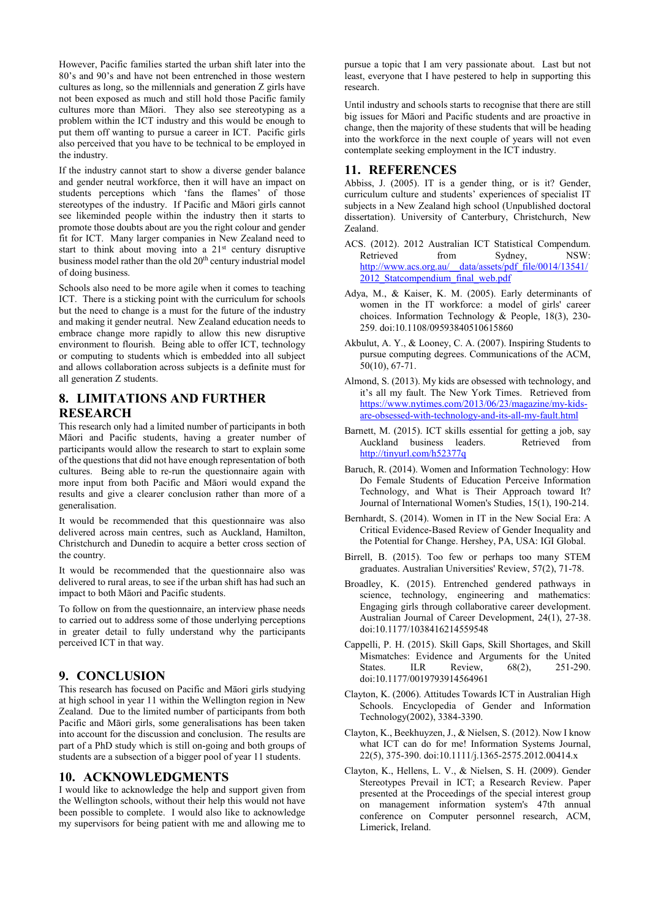However, Pacific families started the urban shift later into the 80's and 90's and have not been entrenched in those western cultures as long, so the millennials and generation Z girls have not been exposed as much and still hold those Pacific family cultures more than Māori. They also see stereotyping as a problem within the ICT industry and this would be enough to put them off wanting to pursue a career in ICT. Pacific girls also perceived that you have to be technical to be employed in the industry.

If the industry cannot start to show a diverse gender balance and gender neutral workforce, then it will have an impact on students perceptions which 'fans the flames' of those stereotypes of the industry. If Pacific and Māori girls cannot see likeminded people within the industry then it starts to promote those doubts about are you the right colour and gender fit for ICT. Many larger companies in New Zealand need to start to think about moving into a 21st century disruptive business model rather than the old 20th century industrial model of doing business.

Schools also need to be more agile when it comes to teaching ICT. There is a sticking point with the curriculum for schools but the need to change is a must for the future of the industry and making it gender neutral. New Zealand education needs to embrace change more rapidly to allow this new disruptive environment to flourish. Being able to offer ICT, technology or computing to students which is embedded into all subject and allows collaboration across subjects is a definite must for all generation Z students.

## 8. LIMITATIONS AND FURTHER RESEARCH

This research only had a limited number of participants in both Māori and Pacific students, having a greater number of participants would allow the research to start to explain some of the questions that did not have enough representation of both cultures. Being able to re-run the questionnaire again with more input from both Pacific and Māori would expand the results and give a clearer conclusion rather than more of a generalisation.

It would be recommended that this questionnaire was also delivered across main centres, such as Auckland, Hamilton, Christchurch and Dunedin to acquire a better cross section of the country.

It would be recommended that the questionnaire also was delivered to rural areas, to see if the urban shift has had such an impact to both Māori and Pacific students.

To follow on from the questionnaire, an interview phase needs to carried out to address some of those underlying perceptions in greater detail to fully understand why the participants perceived ICT in that way.

## 9. CONCLUSION

This research has focused on Pacific and Māori girls studying at high school in year 11 within the Wellington region in New Zealand. Due to the limited number of participants from both Pacific and Māori girls, some generalisations has been taken into account for the discussion and conclusion. The results are part of a PhD study which is still on-going and both groups of students are a subsection of a bigger pool of year 11 students.

## 10. ACKNOWLEDGMENTS

I would like to acknowledge the help and support given from the Wellington schools, without their help this would not have been possible to complete. I would also like to acknowledge my supervisors for being patient with me and allowing me to pursue a topic that I am very passionate about. Last but not least, everyone that I have pestered to help in supporting this research.

Until industry and schools starts to recognise that there are still big issues for Māori and Pacific students and are proactive in change, then the majority of these students that will be heading into the workforce in the next couple of years will not even contemplate seeking employment in the ICT industry.

## 11. REFERENCES

Abbiss, J. (2005). IT is a gender thing, or is it? Gender, curriculum culture and students' experiences of specialist IT subjects in a New Zealand high school (Unpublished doctoral dissertation). University of Canterbury, Christchurch, New Zealand.

ACS. (2012). 2012 Australian ICT Statistical Compendum. Retrieved from Sydney, NSW: http://www.acs.org.au/__data/assets/pdf_file/0014/13541/2012_Statcompendium_final_web.pdf

Adya, M., & Kaiser, K. M. (2005). Early determinants of women in the IT workforce: a model of girls' career choices. Information Technology & People, 18(3), 230-259. doi:10.1108/09593840510615860

Akbulut, A. Y., & Looney, C. A. (2007). Inspiring Students to pursue computing degrees. Communications of the ACM, 50(10), 67-71.

Almond, S. (2013). My kids are obsessed with technology, and it's all my fault. The New York Times. Retrieved from https://www.nytimes.com/2013/06/23/magazine/my-kids-are-obsessed-with-technology-and-its-all-my-fault.html

Barnett, M. (2015). ICT skills essential for getting a job, say Auckland business leaders. Retrieved from http://tinyurl.com/h52377q

Baruch, R. (2014). Women and Information Technology: How Do Female Students of Education Perceive Information Technology, and What is Their Approach toward It? Journal of International Women's Studies, 15(1), 190-214.

Bernhardt, S. (2014). Women in IT in the New Social Era: A Critical Evidence-Based Review of Gender Inequality and the Potential for Change. Hershey, PA, USA: IGI Global.

Birrell, B. (2015). Too few or perhaps too many STEM graduates. Australian Universities' Review, 57(2), 71-78.

Broadley, K. (2015). Entrenched gendered pathways in science, technology, engineering and mathematics: Engaging girls through collaborative career development. Australian Journal of Career Development, 24(1), 27-38. doi:10.1177/1038416214559548

Cappelli, P. H. (2015). Skill Gaps, Skill Shortages, and Skill Mismatches: Evidence and Arguments for the United States. ILR Review, 68(2), 251-290. doi:10.1177/0019793914564961

Clayton, K. (2006). Attitudes Towards ICT in Australian High Schools. Encyclopedia of Gender and Information Technology(2002), 3384-3390.

Clayton, K., Beekhuyzen, J., & Nielsen, S. (2012). Now I know what ICT can do for me! Information Systems Journal, 22(5), 375-390. doi:10.1111/j.1365-2575.2012.00414.x

Clayton, K., Hellens, L. V., & Nielsen, S. H. (2009). Gender Stereotypes Prevail in ICT; a Research Review. Paper presented at the Proceedings of the special interest group on management information system's 47th annual conference on Computer personnel research, ACM, Limerick, Ireland.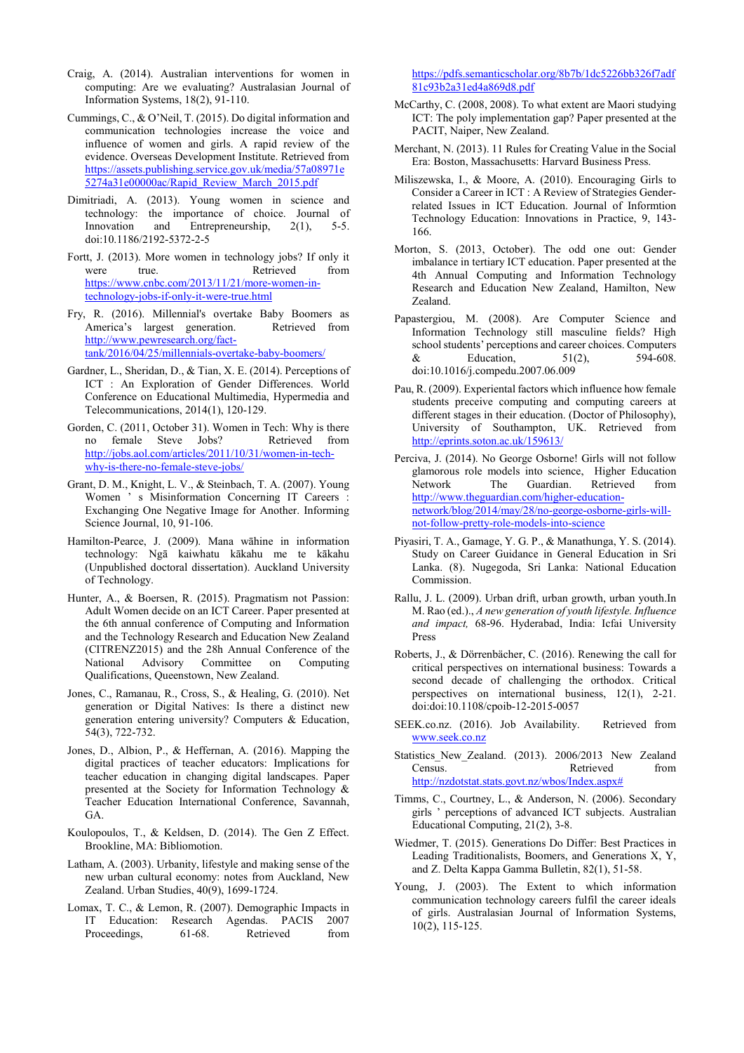Craig, A. (2014). Australian interventions for women in computing: Are we evaluating? Australasian Journal of Information Systems, 18(2), 91-110.

Cummings, C., & O'Neil, T. (2015). Do digital information and communication technologies increase the voice and influence of women and girls. A rapid review of the evidence. Overseas Development Institute. Retrieved from https://assets.publishing.service.gov.uk/media/57a08971e5274a31e00000ac/Rapid_Review_March_2015.pdf

Dimitriadi, A. (2013). Young women in science and technology: the importance of choice. Journal of Innovation and Entrepreneurship, 2(1), 5-5. doi:10.1186/2192-5372-2-5

Fortt, J. (2013). More women in technology jobs? If only it were true. Retrieved from https://www.cnbc.com/2013/11/21/more-women-in-technology-jobs-if-only-it-were-true.html

Fry, R. (2016). Millennial's overtake Baby Boomers as America's largest generation. Retrieved from http://www.pewresearch.org/fact-tank/2016/04/25/millennials-overtake-baby-boomers/

Gardner, L., Sheridan, D., & Tian, X. E. (2014). Perceptions of ICT : An Exploration of Gender Differences. World Conference on Educational Multimedia, Hypermedia and Telecommunications, 2014(1), 120-129.

Gorden, C. (2011, October 31). Women in Tech: Why is there no female Steve Jobs? Retrieved from http://jobs.aol.com/articles/2011/10/31/women-in-tech-why-is-there-no-female-steve-jobs/

Grant, D. M., Knight, L. V., & Steinbach, T. A. (2007). Young Women ' s Misinformation Concerning IT Careers : Exchanging One Negative Image for Another. Informing Science Journal, 10, 91-106.

Hamilton-Pearce, J. (2009). Mana wāhine in information technology: Ngā kaiwhatu kākahu me te kākahu (Unpublished doctoral dissertation). Auckland University of Technology.

Hunter, A., & Boersen, R. (2015). Pragmatism not Passion: Adult Women decide on an ICT Career. Paper presented at the 6th annual conference of Computing and Information and the Technology Research and Education New Zealand (CITRENZ2015) and the 28h Annual Conference of the National Advisory Committee on Computing Qualifications, Queenstown, New Zealand.

Jones, C., Ramanau, R., Cross, S., & Healing, G. (2010). Net generation or Digital Natives: Is there a distinct new generation entering university? Computers & Education, 54(3), 722-732.

Jones, D., Albion, P., & Heffernan, A. (2016). Mapping the digital practices of teacher educators: Implications for teacher education in changing digital landscapes. Paper presented at the Society for Information Technology & Teacher Education International Conference, Savannah, GA.

Koulopoulos, T., & Keldsen, D. (2014). The Gen Z Effect. Brookline, MA: Bibliomotion.

Latham, A. (2003). Urbanity, lifestyle and making sense of the new urban cultural economy: notes from Auckland, New Zealand. Urban Studies, 40(9), 1699-1724.

Lomax, T. C., & Lemon, R. (2007). Demographic Impacts in IT Education: Research Agendas. PACIS 2007 Proceedings, 61-68. Retrieved from https://pdfs.semanticscholar.org/8b7b/1dc5226bb326f7adf81c93b2a31ed4a869d8.pdf

McCarthy, C. (2008, 2008). To what extent are Maori studying ICT: The poly implementation gap? Paper presented at the PACIT, Naiper, New Zealand.

Merchant, N. (2013). 11 Rules for Creating Value in the Social Era: Boston, Massachusetts: Harvard Business Press.

Miliszewska, I., & Moore, A. (2010). Encouraging Girls to Consider a Career in ICT : A Review of Strategies Gender-related Issues in ICT Education. Journal of Informtion Technology Education: Innovations in Practice, 9, 143-166.

Morton, S. (2013, October). The odd one out: Gender imbalance in tertiary ICT education. Paper presented at the 4th Annual Computing and Information Technology Research and Education New Zealand, Hamilton, New Zealand.

Papastergiou, M. (2008). Are Computer Science and Information Technology still masculine fields? High school students' perceptions and career choices. Computers & Education, 51(2), 594-608. doi:10.1016/j.compedu.2007.06.009

Pau, R. (2009). Experiental factors which influence how female students preceive computing and computing careers at different stages in their education. (Doctor of Philosophy), University of Southampton, UK. Retrieved from http://eprints.soton.ac.uk/159613/

Perciva, J. (2014). No George Osborne! Girls will not follow glamorous role models into science, Higher Education Network The Guardian. Retrieved from http://www.theguardian.com/higher-education-network/blog/2014/may/28/no-george-osborne-girls-will-not-follow-pretty-role-models-into-science

Piyasiri, T. A., Gamage, Y. G. P., & Manathunga, Y. S. (2014). Study on Career Guidance in General Education in Sri Lanka. (8). Nugegoda, Sri Lanka: National Education Commission.

Rallu, J. L. (2009). Urban drift, urban growth, urban youth.In M. Rao (ed.)., *A new generation of youth lifestyle. Influence and impact,* 68-96. Hyderabad, India: Icfai University Press

Roberts, J., & Dörrenbächer, C. (2016). Renewing the call for critical perspectives on international business: Towards a second decade of challenging the orthodox. Critical perspectives on international business, 12(1), 2-21. doi:doi:10.1108/cpoib-12-2015-0057

SEEK.co.nz. (2016). Job Availability. Retrieved from www.seek.co.nz

Statistics_New_Zealand. (2013). 2006/2013 New Zealand Census. Retrieved from http://nzdotstat.stats.govt.nz/wbos/Index.aspx#

Timms, C., Courtney, L., & Anderson, N. (2006). Secondary girls ' perceptions of advanced ICT subjects. Australian Educational Computing, 21(2), 3-8.

Wiedmer, T. (2015). Generations Do Differ: Best Practices in Leading Traditionalists, Boomers, and Generations X, Y, and Z. Delta Kappa Gamma Bulletin, 82(1), 51-58.

Young, J. (2003). The Extent to which information communication technology careers fulfil the career ideals of girls. Australasian Journal of Information Systems, 10(2), 115-125.